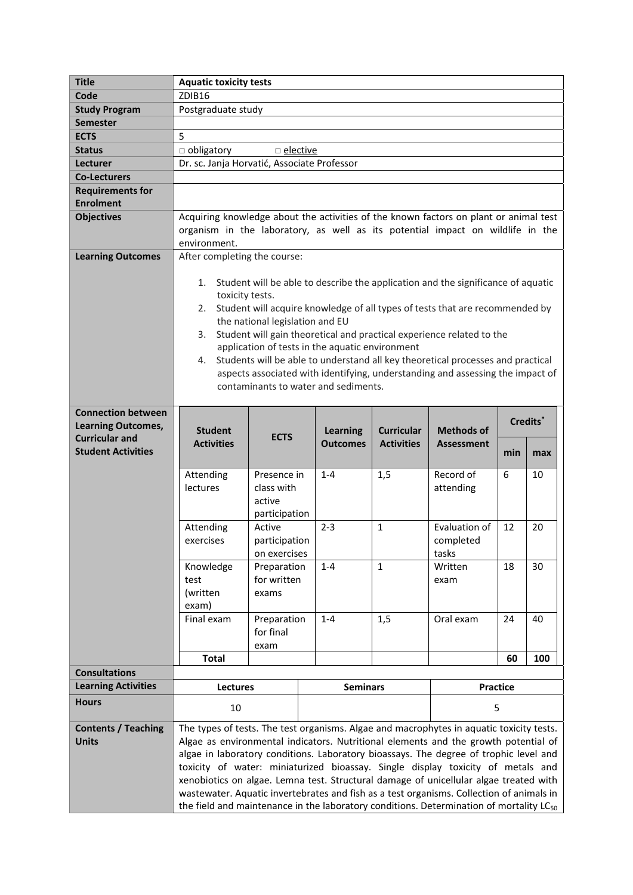| | |
|---|---|
| **Title** | **Aquatic toxicity tests** |
| **Code** | ZDIB16 |
| **Study Program** | Postgraduate study |
| **Semester** | |
| **ECTS** | 5 |
| **Status** | □ obligatory □ elective |
| **Lecturer** | Dr. sc. Janja Horvatić, Associate Professor |
| **Co-Lecturers** | |
| **Requirements for Enrolment** | |
| **Objectives** | Acquiring knowledge about the activities of the known factors on plant or animal test organism in the laboratory, as well as its potential impact on wildlife in the environment. |
| **Learning Outcomes** | After completing the course:<br><br>1. Student will be able to describe the application and the significance of aquatic toxicity tests.<br>2. Student will acquire knowledge of all types of tests that are recommended by the national legislation and EU<br>3. Student will gain theoretical and practical experience related to the application of tests in the aquatic environment<br>4. Students will be able to understand all key theoretical processes and practical aspects associated with identifying, understanding and assessing the impact of contaminants to water and sediments. |

**Connection between Learning Outcomes, Curricular and Student Activities**

| Student Activities | ECTS | Learning Outcomes | Curricular Activities | Methods of Assessment | Credits* | |
|---|---|---|---|---|---|---|
| | | | | | min | max |
| Attending lectures | Presence in class with active participation | 1-4 | 1,5 | Record of attending | 6 | 10 |
| Attending exercises | Active participation on exercises | 2-3 | 1 | Evaluation of completed tasks | 12 | 20 |
| Knowledge test (written exam) | Preparation for written exams | 1-4 | 1 | Written exam | 18 | 30 |
| Final exam | Preparation for final exam | 1-4 | 1,5 | Oral exam | 24 | 40 |
| **Total** | | | | | **60** | **100** |

| | | | |
|---|---|---|---|
| **Consultations** | | | |
| **Learning Activities** | **Lectures** | **Seminars** | **Practice** |
| **Hours** | 10 | | 5 |

| | |
|---|---|
| **Contents / Teaching Units** | The types of tests. The test organisms. Algae and macrophytes in aquatic toxicity tests. Algae as environmental indicators. Nutritional elements and the growth potential of algae in laboratory conditions. Laboratory bioassays. The degree of trophic level and toxicity of water: miniaturized bioassay. Single display toxicity of metals and xenobiotics on algae. Lemna test. Structural damage of unicellular algae treated with wastewater. Aquatic invertebrates and fish as a test organisms. Collection of animals in the field and maintenance in the laboratory conditions. Determination of mortality $LC_{50}$ |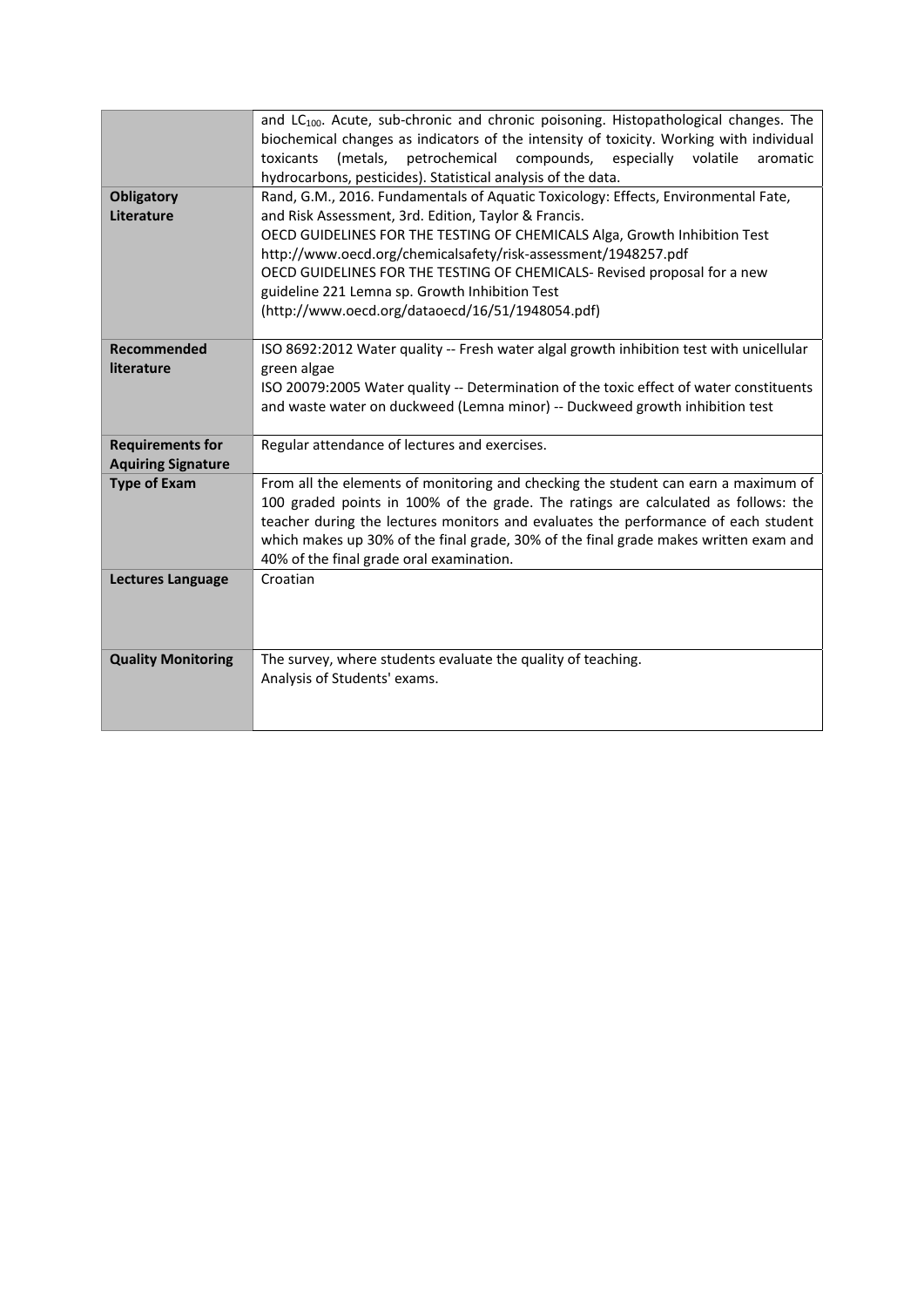| | |
|---|---|
| | and $LC_{100}$. Acute, sub-chronic and chronic poisoning. Histopathological changes. The biochemical changes as indicators of the intensity of toxicity. Working with individual toxicants (metals, petrochemical compounds, especially volatile aromatic hydrocarbons, pesticides). Statistical analysis of the data. |
| **Obligatory Literature** | Rand, G.M., 2016. Fundamentals of Aquatic Toxicology: Effects, Environmental Fate, and Risk Assessment, 3rd. Edition, Taylor & Francis.<br>OECD GUIDELINES FOR THE TESTING OF CHEMICALS Alga, Growth Inhibition Test http://www.oecd.org/chemicalsafety/risk-assessment/1948257.pdf<br>OECD GUIDELINES FOR THE TESTING OF CHEMICALS- Revised proposal for a new guideline 221 Lemna sp. Growth Inhibition Test (http://www.oecd.org/dataoecd/16/51/1948054.pdf) |
| **Recommended literature** | ISO 8692:2012 Water quality -- Fresh water algal growth inhibition test with unicellular green algae<br>ISO 20079:2005 Water quality -- Determination of the toxic effect of water constituents and waste water on duckweed (Lemna minor) -- Duckweed growth inhibition test |
| **Requirements for Aquiring Signature** | Regular attendance of lectures and exercises. |
| **Type of Exam** | From all the elements of monitoring and checking the student can earn a maximum of 100 graded points in 100% of the grade. The ratings are calculated as follows: the teacher during the lectures monitors and evaluates the performance of each student which makes up 30% of the final grade, 30% of the final grade makes written exam and 40% of the final grade oral examination. |
| **Lectures Language** | Croatian |
| **Quality Monitoring** | The survey, where students evaluate the quality of teaching.<br>Analysis of Students' exams. |